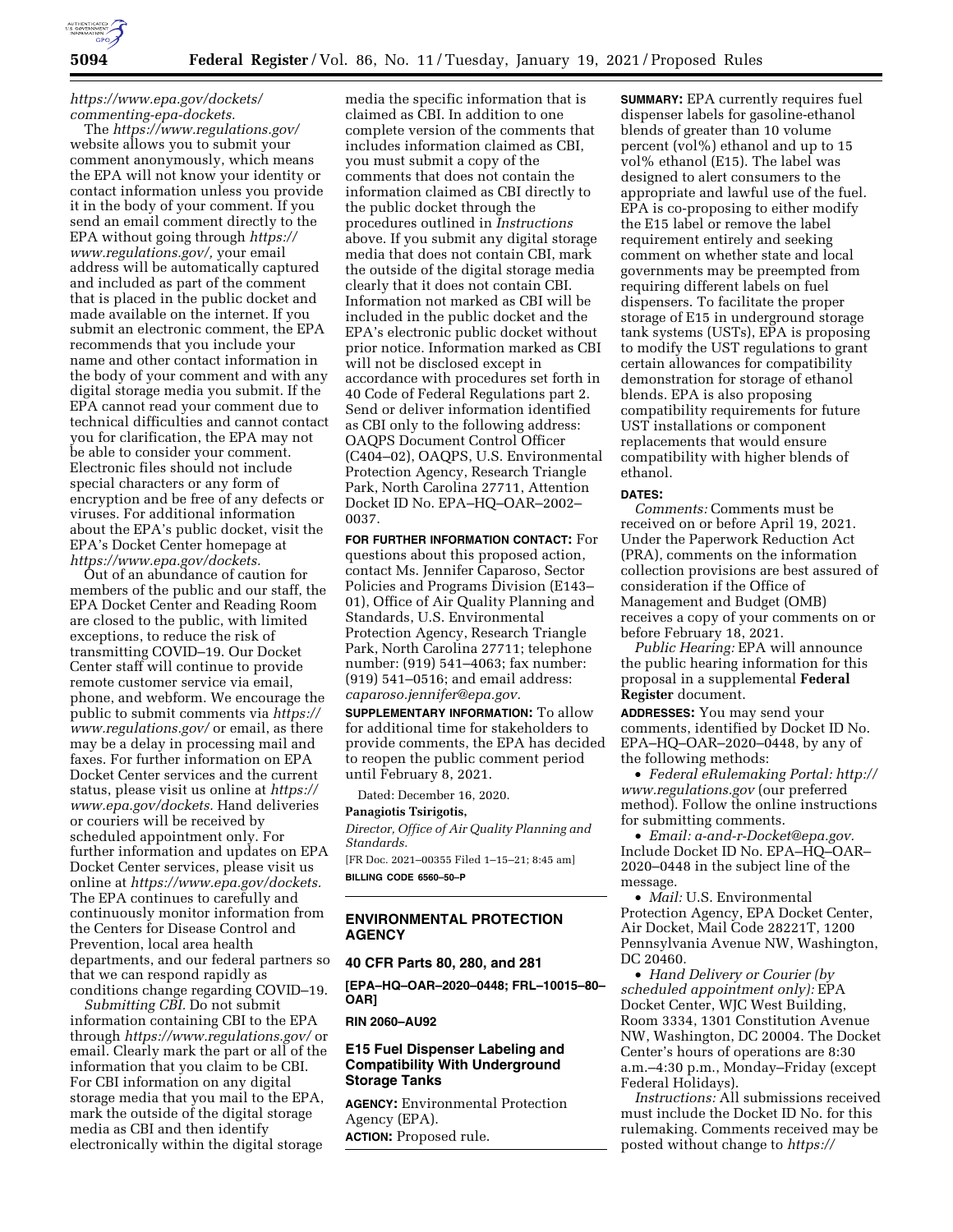*https://www.epa.gov/dockets/commenting-epa-dockets.*

The *https://www.regulations.gov/* website allows you to submit your comment anonymously, which means the EPA will not know your identity or contact information unless you provide it in the body of your comment. If you send an email comment directly to the EPA without going through *https://www.regulations.gov/,* your email address will be automatically captured and included as part of the comment that is placed in the public docket and made available on the internet. If you submit an electronic comment, the EPA recommends that you include your name and other contact information in the body of your comment and with any digital storage media you submit. If the EPA cannot read your comment due to technical difficulties and cannot contact you for clarification, the EPA may not be able to consider your comment. Electronic files should not include special characters or any form of encryption and be free of any defects or viruses. For additional information about the EPA's public docket, visit the EPA's Docket Center homepage at *https://www.epa.gov/dockets.*

Out of an abundance of caution for members of the public and our staff, the EPA Docket Center and Reading Room are closed to the public, with limited exceptions, to reduce the risk of transmitting COVID–19. Our Docket Center staff will continue to provide remote customer service via email, phone, and webform. We encourage the public to submit comments via *https://www.regulations.gov/* or email, as there may be a delay in processing mail and faxes. For further information on EPA Docket Center services and the current status, please visit us online at *https://www.epa.gov/dockets.* Hand deliveries or couriers will be received by scheduled appointment only. For further information and updates on EPA Docket Center services, please visit us online at *https://www.epa.gov/dockets.* The EPA continues to carefully and continuously monitor information from the Centers for Disease Control and Prevention, local area health departments, and our federal partners so that we can respond rapidly as conditions change regarding COVID–19.

*Submitting CBI.* Do not submit information containing CBI to the EPA through *https://www.regulations.gov/* or email. Clearly mark the part or all of the information that you claim to be CBI. For CBI information on any digital storage media that you mail to the EPA, mark the outside of the digital storage media as CBI and then identify electronically within the digital storage media the specific information that is claimed as CBI. In addition to one complete version of the comments that includes information claimed as CBI, you must submit a copy of the comments that does not contain the information claimed as CBI directly to the public docket through the procedures outlined in *Instructions* above. If you submit any digital storage media that does not contain CBI, mark the outside of the digital storage media clearly that it does not contain CBI. Information not marked as CBI will be included in the public docket and the EPA's electronic public docket without prior notice. Information marked as CBI will not be disclosed except in accordance with procedures set forth in 40 Code of Federal Regulations part 2. Send or deliver information identified as CBI only to the following address: OAQPS Document Control Officer (C404–02), OAQPS, U.S. Environmental Protection Agency, Research Triangle Park, North Carolina 27711, Attention Docket ID No. EPA–HQ–OAR–2002–0037.

**FOR FURTHER INFORMATION CONTACT:** For questions about this proposed action, contact Ms. Jennifer Caparoso, Sector Policies and Programs Division (E143–01), Office of Air Quality Planning and Standards, U.S. Environmental Protection Agency, Research Triangle Park, North Carolina 27711; telephone number: (919) 541–4063; fax number: (919) 541–0516; and email address: *caparoso.jennifer@epa.gov.*

**SUPPLEMENTARY INFORMATION:** To allow for additional time for stakeholders to provide comments, the EPA has decided to reopen the public comment period until February 8, 2021.

Dated: December 16, 2020.

**Panagiotis Tsirigotis,**

*Director, Office of Air Quality Planning and Standards.*

[FR Doc. 2021–00355 Filed 1–15–21; 8:45 am]

**BILLING CODE 6560–50–P**

## ENVIRONMENTAL PROTECTION AGENCY

### 40 CFR Parts 80, 280, and 281

**[EPA–HQ–OAR–2020–0448; FRL–10015–80–OAR]**

**RIN 2060–AU92**

### E15 Fuel Dispenser Labeling and Compatibility With Underground Storage Tanks

**AGENCY:** Environmental Protection Agency (EPA).

**ACTION:** Proposed rule.

**SUMMARY:** EPA currently requires fuel dispenser labels for gasoline-ethanol blends of greater than 10 volume percent (vol%) ethanol and up to 15 vol% ethanol (E15). The label was designed to alert consumers to the appropriate and lawful use of the fuel. EPA is co-proposing to either modify the E15 label or remove the label requirement entirely and seeking comment on whether state and local governments may be preempted from requiring different labels on fuel dispensers. To facilitate the proper storage of E15 in underground storage tank systems (USTs), EPA is proposing to modify the UST regulations to grant certain allowances for compatibility demonstration for storage of ethanol blends. EPA is also proposing compatibility requirements for future UST installations or component replacements that would ensure compatibility with higher blends of ethanol.

**DATES:**

*Comments:* Comments must be received on or before April 19, 2021. Under the Paperwork Reduction Act (PRA), comments on the information collection provisions are best assured of consideration if the Office of Management and Budget (OMB) receives a copy of your comments on or before February 18, 2021.

*Public Hearing:* EPA will announce the public hearing information for this proposal in a supplemental **Federal Register** document.

**ADDRESSES:** You may send your comments, identified by Docket ID No. EPA–HQ–OAR–2020–0448, by any of the following methods:

- *Federal eRulemaking Portal: http://www.regulations.gov* (our preferred method). Follow the online instructions for submitting comments.
- *Email: a-and-r-Docket@epa.gov.* Include Docket ID No. EPA–HQ–OAR–2020–0448 in the subject line of the message.
- *Mail:* U.S. Environmental Protection Agency, EPA Docket Center, Air Docket, Mail Code 28221T, 1200 Pennsylvania Avenue NW, Washington, DC 20460.
- *Hand Delivery or Courier (by scheduled appointment only):* EPA Docket Center, WJC West Building, Room 3334, 1301 Constitution Avenue NW, Washington, DC 20004. The Docket Center's hours of operations are 8:30 a.m.–4:30 p.m., Monday–Friday (except Federal Holidays).

*Instructions:* All submissions received must include the Docket ID No. for this rulemaking. Comments received may be posted without change to *https://*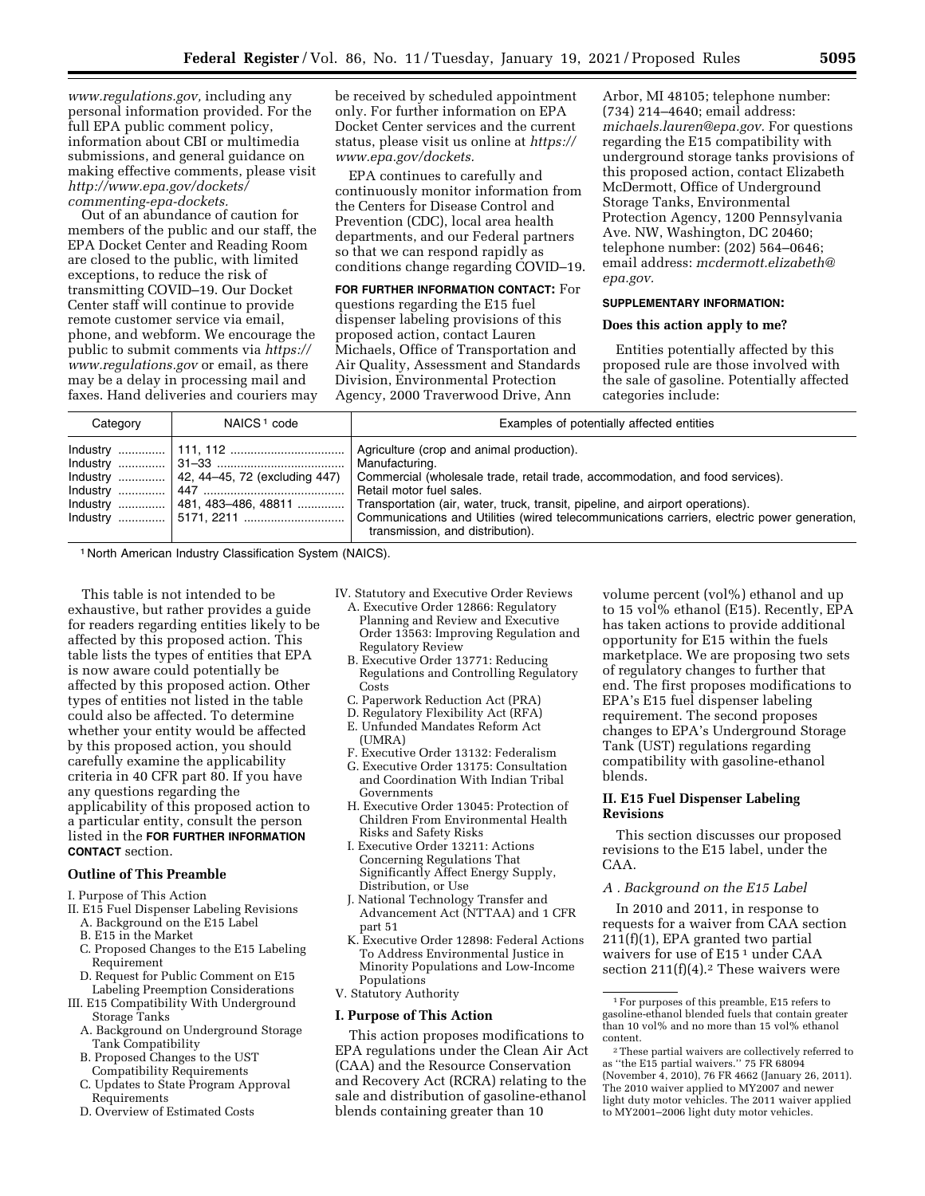*www.regulations.gov,* including any personal information provided. For the full EPA public comment policy, information about CBI or multimedia submissions, and general guidance on making effective comments, please visit *http://www.epa.gov/dockets/commenting-epa-dockets.*

Out of an abundance of caution for members of the public and our staff, the EPA Docket Center and Reading Room are closed to the public, with limited exceptions, to reduce the risk of transmitting COVID–19. Our Docket Center staff will continue to provide remote customer service via email, phone, and webform. We encourage the public to submit comments via *https://www.regulations.gov* or email, as there may be a delay in processing mail and faxes. Hand deliveries and couriers may be received by scheduled appointment only. For further information on EPA Docket Center services and the current status, please visit us online at *https://www.epa.gov/dockets.*

EPA continues to carefully and continuously monitor information from the Centers for Disease Control and Prevention (CDC), local area health departments, and our Federal partners so that we can respond rapidly as conditions change regarding COVID–19.

**FOR FURTHER INFORMATION CONTACT:** For questions regarding the E15 fuel dispenser labeling provisions of this proposed action, contact Lauren Michaels, Office of Transportation and Air Quality, Assessment and Standards Division, Environmental Protection Agency, 2000 Traverwood Drive, Ann Arbor, MI 48105; telephone number: (734) 214–4640; email address: *michaels.lauren@epa.gov.* For questions regarding the E15 compatibility with underground storage tanks provisions of this proposed action, contact Elizabeth McDermott, Office of Underground Storage Tanks, Environmental Protection Agency, 1200 Pennsylvania Ave. NW, Washington, DC 20460; telephone number: (202) 564–0646; email address: *mcdermott.elizabeth@epa.gov.*

**SUPPLEMENTARY INFORMATION:**

**Does this action apply to me?**

Entities potentially affected by this proposed rule are those involved with the sale of gasoline. Potentially affected categories include:

| Category | NAICS[1] code | Examples of potentially affected entities |
|---|---|---|
| Industry | 111, 112 | Agriculture (crop and animal production). |
| Industry | 31–33 | Manufacturing. |
| Industry | 42, 44–45, 72 (excluding 447) | Commercial (wholesale trade, retail trade, accommodation, and food services). |
| Industry | 447 | Retail motor fuel sales. |
| Industry | 481, 483–486, 48811 | Transportation (air, water, truck, transit, pipeline, and airport operations). |
| Industry | 5171, 2211 | Communications and Utilities (wired telecommunications carriers, electric power generation, transmission, and distribution). |

[1] North American Industry Classification System (NAICS).

This table is not intended to be exhaustive, but rather provides a guide for readers regarding entities likely to be affected by this proposed action. This table lists the types of entities that EPA is now aware could potentially be affected by this proposed action. Other types of entities not listed in the table could also be affected. To determine whether your entity would be affected by this proposed action, you should carefully examine the applicability criteria in 40 CFR part 80. If you have any questions regarding the applicability of this proposed action to a particular entity, consult the person listed in the **FOR FURTHER INFORMATION CONTACT** section.

**Outline of This Preamble**

I. Purpose of This Action
II. E15 Fuel Dispenser Labeling Revisions
  A. Background on the E15 Label
  B. E15 in the Market
  C. Proposed Changes to the E15 Labeling Requirement
  D. Request for Public Comment on E15 Labeling Preemption Considerations
III. E15 Compatibility With Underground Storage Tanks
  A. Background on Underground Storage Tank Compatibility
  B. Proposed Changes to the UST Compatibility Requirements
  C. Updates to State Program Approval Requirements
  D. Overview of Estimated Costs
IV. Statutory and Executive Order Reviews
  A. Executive Order 12866: Regulatory Planning and Review and Executive Order 13563: Improving Regulation and Regulatory Review
  B. Executive Order 13771: Reducing Regulations and Controlling Regulatory Costs
  C. Paperwork Reduction Act (PRA)
  D. Regulatory Flexibility Act (RFA)
  E. Unfunded Mandates Reform Act (UMRA)
  F. Executive Order 13132: Federalism
  G. Executive Order 13175: Consultation and Coordination With Indian Tribal Governments
  H. Executive Order 13045: Protection of Children From Environmental Health Risks and Safety Risks
  I. Executive Order 13211: Actions Concerning Regulations That Significantly Affect Energy Supply, Distribution, or Use
  J. National Technology Transfer and Advancement Act (NTTAA) and 1 CFR part 51
  K. Executive Order 12898: Federal Actions To Address Environmental Justice in Minority Populations and Low-Income Populations
V. Statutory Authority

## I. Purpose of This Action

This action proposes modifications to EPA regulations under the Clean Air Act (CAA) and the Resource Conservation and Recovery Act (RCRA) relating to the sale and distribution of gasoline-ethanol blends containing greater than 10 volume percent (vol%) ethanol and up to 15 vol% ethanol (E15). Recently, EPA has taken actions to provide additional opportunity for E15 within the fuels marketplace. We are proposing two sets of regulatory changes to further that end. The first proposes modifications to EPA's E15 fuel dispenser labeling requirement. The second proposes changes to EPA's Underground Storage Tank (UST) regulations regarding compatibility with gasoline-ethanol blends.

## II. E15 Fuel Dispenser Labeling Revisions

This section discusses our proposed revisions to the E15 label, under the CAA.

### *A . Background on the E15 Label*

In 2010 and 2011, in response to requests for a waiver from CAA section 211(f)(1), EPA granted two partial waivers for use of E15[1] under CAA section 211(f)(4).[2] These waivers were

[1] For purposes of this preamble, E15 refers to gasoline-ethanol blended fuels that contain greater than 10 vol% and no more than 15 vol% ethanol content.

[2] These partial waivers are collectively referred to as "the E15 partial waivers." 75 FR 68094 (November 4, 2010), 76 FR 4662 (January 26, 2011). The 2010 waiver applied to MY2007 and newer light duty motor vehicles. The 2011 waiver applied to MY2001–2006 light duty motor vehicles.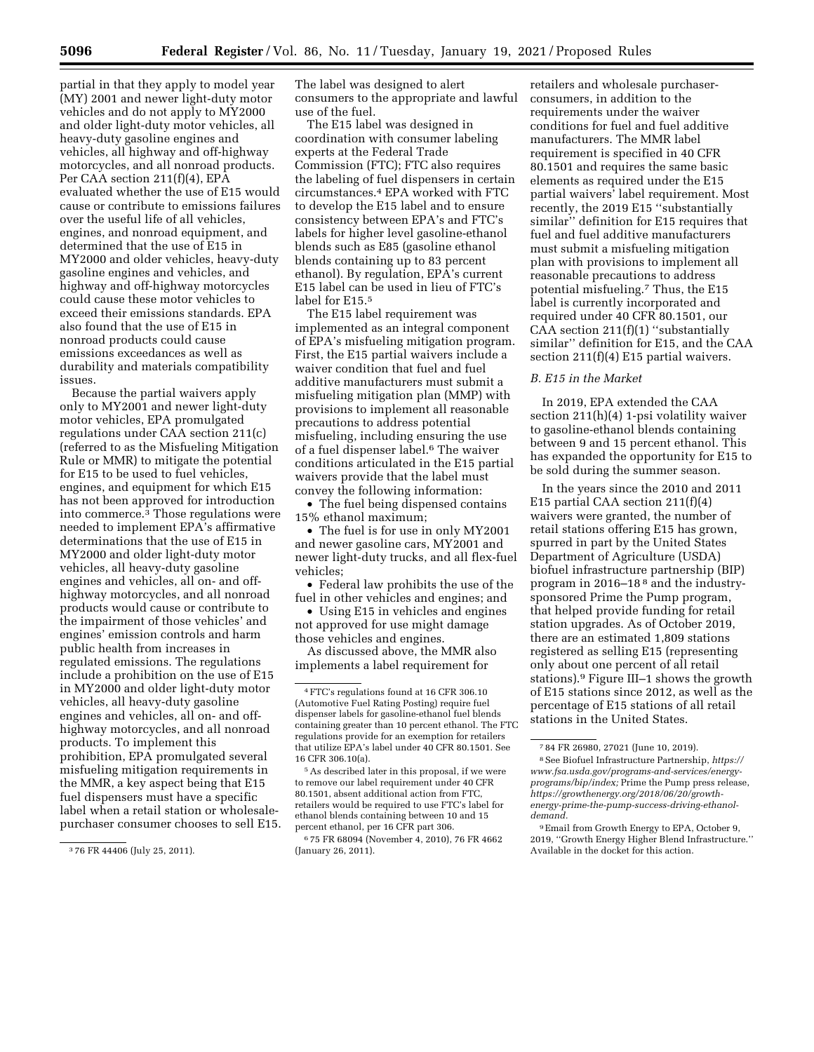partial in that they apply to model year (MY) 2001 and newer light-duty motor vehicles and do not apply to MY2000 and older light-duty motor vehicles, all heavy-duty gasoline engines and vehicles, all highway and off-highway motorcycles, and all nonroad products. Per CAA section 211(f)(4), EPA evaluated whether the use of E15 would cause or contribute to emissions failures over the useful life of all vehicles, engines, and nonroad equipment, and determined that the use of E15 in MY2000 and older vehicles, heavy-duty gasoline engines and vehicles, and highway and off-highway motorcycles could cause these motor vehicles to exceed their emissions standards. EPA also found that the use of E15 in nonroad products could cause emissions exceedances as well as durability and materials compatibility issues.

Because the partial waivers apply only to MY2001 and newer light-duty motor vehicles, EPA promulgated regulations under CAA section 211(c) (referred to as the Misfueling Mitigation Rule or MMR) to mitigate the potential for E15 to be used to fuel vehicles, engines, and equipment for which E15 has not been approved for introduction into commerce.[3] Those regulations were needed to implement EPA's affirmative determinations that the use of E15 in MY2000 and older light-duty motor vehicles, all heavy-duty gasoline engines and vehicles, all on- and off-highway motorcycles, and all nonroad products would cause or contribute to the impairment of those vehicles' and engines' emission controls and harm public health from increases in regulated emissions. The regulations include a prohibition on the use of E15 in MY2000 and older light-duty motor vehicles, all heavy-duty gasoline engines and vehicles, all on- and off-highway motorcycles, and all nonroad products. To implement this prohibition, EPA promulgated several misfueling mitigation requirements in the MMR, a key aspect being that E15 fuel dispensers must have a specific label when a retail station or wholesale-purchaser consumer chooses to sell E15. The label was designed to alert consumers to the appropriate and lawful use of the fuel.

The E15 label was designed in coordination with consumer labeling experts at the Federal Trade Commission (FTC); FTC also requires the labeling of fuel dispensers in certain circumstances.[4] EPA worked with FTC to develop the E15 label and to ensure consistency between EPA's and FTC's labels for higher level gasoline-ethanol blends such as E85 (gasoline ethanol blends containing up to 83 percent ethanol). By regulation, EPA's current E15 label can be used in lieu of FTC's label for E15.[5]

The E15 label requirement was implemented as an integral component of EPA's misfueling mitigation program. First, the E15 partial waivers include a waiver condition that fuel and fuel additive manufacturers must submit a misfueling mitigation plan (MMP) with provisions to implement all reasonable precautions to address potential misfueling, including ensuring the use of a fuel dispenser label.[6] The waiver conditions articulated in the E15 partial waivers provide that the label must convey the following information:

- The fuel being dispensed contains 15% ethanol maximum;
- The fuel is for use in only MY2001 and newer gasoline cars, MY2001 and newer light-duty trucks, and all flex-fuel vehicles;
- Federal law prohibits the use of the fuel in other vehicles and engines; and
- Using E15 in vehicles and engines not approved for use might damage those vehicles and engines.

As discussed above, the MMR also implements a label requirement for retailers and wholesale purchaser-consumers, in addition to the requirements under the waiver conditions for fuel and fuel additive manufacturers. The MMR label requirement is specified in 40 CFR 80.1501 and requires the same basic elements as required under the E15 partial waivers' label requirement. Most recently, the 2019 E15 ''substantially similar'' definition for E15 requires that fuel and fuel additive manufacturers must submit a misfueling mitigation plan with provisions to implement all reasonable precautions to address potential misfueling.[7] Thus, the E15 label is currently incorporated and required under 40 CFR 80.1501, our CAA section 211(f)(1) ''substantially similar'' definition for E15, and the CAA section 211(f)(4) E15 partial waivers.

### *B. E15 in the Market*

In 2019, EPA extended the CAA section 211(h)(4) 1-psi volatility waiver to gasoline-ethanol blends containing between 9 and 15 percent ethanol. This has expanded the opportunity for E15 to be sold during the summer season.

In the years since the 2010 and 2011 E15 partial CAA section 211(f)(4) waivers were granted, the number of retail stations offering E15 has grown, spurred in part by the United States Department of Agriculture (USDA) biofuel infrastructure partnership (BIP) program in 2016–18[8] and the industry-sponsored Prime the Pump program, that helped provide funding for retail station upgrades. As of October 2019, there are an estimated 1,809 stations registered as selling E15 (representing only about one percent of all retail stations).[9] Figure III–1 shows the growth of E15 stations since 2012, as well as the percentage of E15 stations of all retail stations in the United States.

---

[3] 76 FR 44406 (July 25, 2011).

[4] FTC's regulations found at 16 CFR 306.10 (Automotive Fuel Rating Posting) require fuel dispenser labels for gasoline-ethanol fuel blends containing greater than 10 percent ethanol. The FTC regulations provide for an exemption for retailers that utilize EPA's label under 40 CFR 80.1501. See 16 CFR 306.10(a).

[5] As described later in this proposal, if we were to remove our label requirement under 40 CFR 80.1501, absent additional action from FTC, retailers would be required to use FTC's label for ethanol blends containing between 10 and 15 percent ethanol, per 16 CFR part 306.

[6] 75 FR 68094 (November 4, 2010), 76 FR 4662 (January 26, 2011).

[7] 84 FR 26980, 27021 (June 10, 2019).

[8] See Biofuel Infrastructure Partnership, *https://www.fsa.usda.gov/programs-and-services/energy-programs/bip/index;* Prime the Pump press release, *https://growthenergy.org/2018/06/20/growth-energy-prime-the-pump-success-driving-ethanol-demand.*

[9] Email from Growth Energy to EPA, October 9, 2019, ''Growth Energy Higher Blend Infrastructure.'' Available in the docket for this action.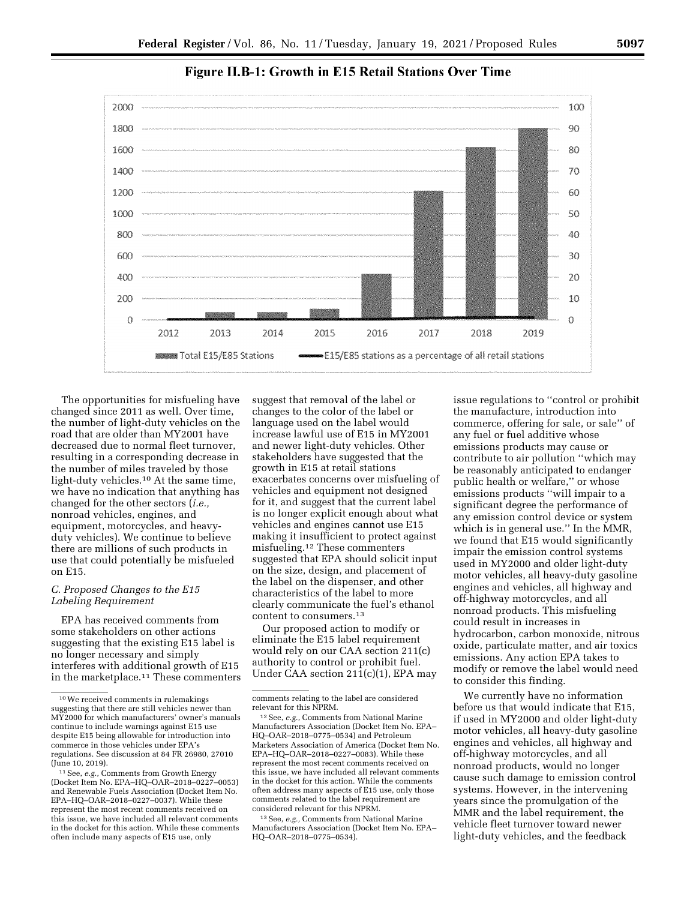**Figure II.B-1: Growth in E15 Retail Stations Over Time**

The opportunities for misfueling have changed since 2011 as well. Over time, the number of light-duty vehicles on the road that are older than MY2001 have decreased due to normal fleet turnover, resulting in a corresponding decrease in the number of miles traveled by those light-duty vehicles.[10] At the same time, we have no indication that anything has changed for the other sectors (*i.e.,* nonroad vehicles, engines, and equipment, motorcycles, and heavy-duty vehicles). We continue to believe there are millions of such products in use that could potentially be misfueled on E15.

### C. Proposed Changes to the E15 Labeling Requirement

EPA has received comments from some stakeholders on other actions suggesting that the existing E15 label is no longer necessary and simply interferes with additional growth of E15 in the marketplace.[11] These commenters suggest that removal of the label or changes to the color of the label or language used on the label would increase lawful use of E15 in MY2001 and newer light-duty vehicles. Other stakeholders have suggested that the growth in E15 at retail stations exacerbates concerns over misfueling of vehicles and equipment not designed for it, and suggest that the current label is no longer explicit enough about what vehicles and engines cannot use E15 making it insufficient to protect against misfueling.[12] These commenters suggested that EPA should solicit input on the size, design, and placement of the label on the dispenser, and other characteristics of the label to more clearly communicate the fuel's ethanol content to consumers.[13]

Our proposed action to modify or eliminate the E15 label requirement would rely on our CAA section 211(c) authority to control or prohibit fuel. Under CAA section 211(c)(1), EPA may issue regulations to ''control or prohibit the manufacture, introduction into commerce, offering for sale, or sale'' of any fuel or fuel additive whose emissions products may cause or contribute to air pollution ''which may be reasonably anticipated to endanger public health or welfare,'' or whose emissions products ''will impair to a significant degree the performance of any emission control device or system which is in general use.'' In the MMR, we found that E15 would significantly impair the emission control systems used in MY2000 and older light-duty motor vehicles, all heavy-duty gasoline engines and vehicles, all highway and off-highway motorcycles, and all nonroad products. This misfueling could result in increases in hydrocarbon, carbon monoxide, nitrous oxide, particulate matter, and air toxics emissions. Any action EPA takes to modify or remove the label would need to consider this finding.

We currently have no information before us that would indicate that E15, if used in MY2000 and older light-duty motor vehicles, all heavy-duty gasoline engines and vehicles, all highway and off-highway motorcycles, and all nonroad products, would no longer cause such damage to emission control systems. However, in the intervening years since the promulgation of the MMR and the label requirement, the vehicle fleet turnover toward newer light-duty vehicles, and the feedback

---

[10] We received comments in rulemakings suggesting that there are still vehicles newer than MY2000 for which manufacturers' owner's manuals continue to include warnings against E15 use despite E15 being allowable for introduction into commerce in those vehicles under EPA's regulations. See discussion at 84 FR 26980, 27010 (June 10, 2019).

[11] See, *e.g.,* Comments from Growth Energy (Docket Item No. EPA–HQ–OAR–2018–0227–0053) and Renewable Fuels Association (Docket Item No. EPA–HQ–OAR–2018–0227–0037). While these represent the most recent comments received on this issue, we have included all relevant comments in the docket for this action. While these comments often include many aspects of E15 use, only comments relating to the label are considered relevant for this NPRM.

[12] See, *e.g.,* Comments from National Marine Manufacturers Association (Docket Item No. EPA–HQ–OAR–2018–0775–0534) and Petroleum Marketers Association of America (Docket Item No. EPA–HQ–OAR–2018–0227–0083). While these represent the most recent comments received on this issue, we have included all relevant comments in the docket for this action. While the comments often address many aspects of E15 use, only those comments related to the label requirement are considered relevant for this NPRM.

[13] See, *e.g.,* Comments from National Marine Manufacturers Association (Docket Item No. EPA–HQ–OAR–2018–0775–0534).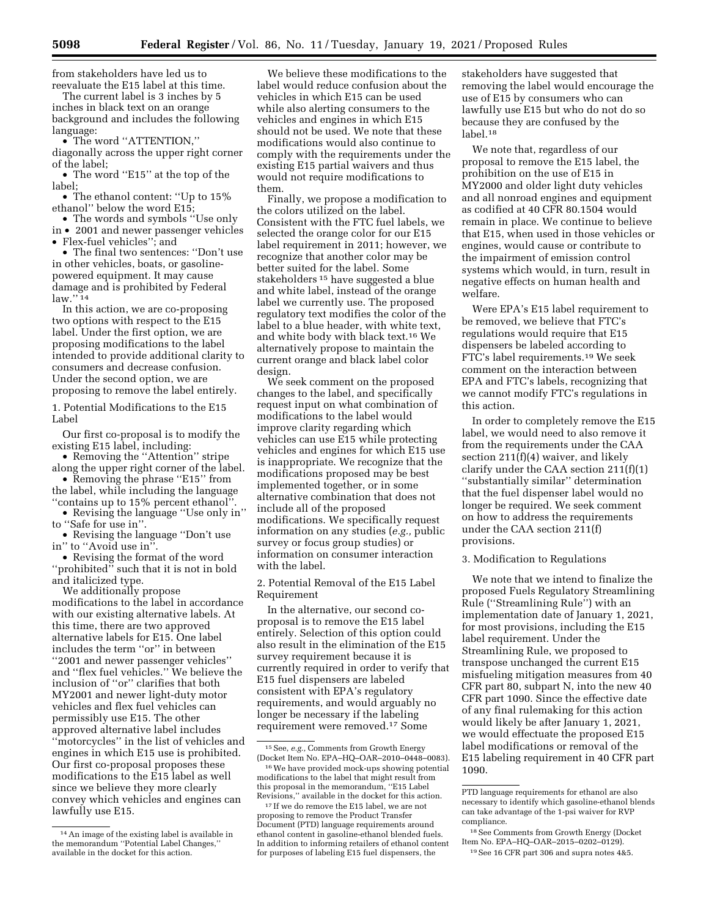from stakeholders have led us to reevaluate the E15 label at this time.

The current label is 3 inches by 5 inches in black text on an orange background and includes the following language:

- The word ''ATTENTION,'' diagonally across the upper right corner of the label;
- The word ''E15'' at the top of the label;
- The ethanol content: ''Up to 15% ethanol'' below the word E15;
- The words and symbols ''Use only in • 2001 and newer passenger vehicles • Flex-fuel vehicles''; and
- The final two sentences: ''Don't use in other vehicles, boats, or gasoline-powered equipment. It may cause damage and is prohibited by Federal law.'' [14]

In this action, we are co-proposing two options with respect to the E15 label. Under the first option, we are proposing modifications to the label intended to provide additional clarity to consumers and decrease confusion. Under the second option, we are proposing to remove the label entirely.

1. Potential Modifications to the E15 Label

Our first co-proposal is to modify the existing E15 label, including:

- Removing the ''Attention'' stripe along the upper right corner of the label.
- Removing the phrase ''E15'' from the label, while including the language ''contains up to 15% percent ethanol''.
- Revising the language ''Use only in'' to ''Safe for use in''.
- Revising the language ''Don't use in'' to ''Avoid use in''.
- Revising the format of the word ''prohibited'' such that it is not in bold and italicized type.

We additionally propose modifications to the label in accordance with our existing alternative labels. At this time, there are two approved alternative labels for E15. One label includes the term ''or'' in between ''2001 and newer passenger vehicles'' and ''flex fuel vehicles.'' We believe the inclusion of ''or'' clarifies that both MY2001 and newer light-duty motor vehicles and flex fuel vehicles can permissibly use E15. The other approved alternative label includes ''motorcycles'' in the list of vehicles and engines in which E15 use is prohibited. Our first co-proposal proposes these modifications to the E15 label as well since we believe they more clearly convey which vehicles and engines can lawfully use E15.

We believe these modifications to the label would reduce confusion about the vehicles in which E15 can be used while also alerting consumers to the vehicles and engines in which E15 should not be used. We note that these modifications would also continue to comply with the requirements under the existing E15 partial waivers and thus would not require modifications to them.

Finally, we propose a modification to the colors utilized on the label. Consistent with the FTC fuel labels, we selected the orange color for our E15 label requirement in 2011; however, we recognize that another color may be better suited for the label. Some stakeholders [15] have suggested a blue and white label, instead of the orange label we currently use. The proposed regulatory text modifies the color of the label to a blue header, with white text, and white body with black text.[16] We alternatively propose to maintain the current orange and black label color design.

We seek comment on the proposed changes to the label, and specifically request input on what combination of modifications to the label would improve clarity regarding which vehicles can use E15 while protecting vehicles and engines for which E15 use is inappropriate. We recognize that the modifications proposed may be best implemented together, or in some alternative combination that does not include all of the proposed modifications. We specifically request information on any studies (*e.g.,* public survey or focus group studies) or information on consumer interaction with the label.

2. Potential Removal of the E15 Label Requirement

In the alternative, our second co-proposal is to remove the E15 label entirely. Selection of this option could also result in the elimination of the E15 survey requirement because it is currently required in order to verify that E15 fuel dispensers are labeled consistent with EPA's regulatory requirements, and would arguably no longer be necessary if the labeling requirement were removed.[17] Some stakeholders have suggested that removing the label would encourage the use of E15 by consumers who can lawfully use E15 but who do not do so because they are confused by the label.[18]

We note that, regardless of our proposal to remove the E15 label, the prohibition on the use of E15 in MY2000 and older light duty vehicles and all nonroad engines and equipment as codified at 40 CFR 80.1504 would remain in place. We continue to believe that E15, when used in those vehicles or engines, would cause or contribute to the impairment of emission control systems which would, in turn, result in negative effects on human health and welfare.

Were EPA's E15 label requirement to be removed, we believe that FTC's regulations would require that E15 dispensers be labeled according to FTC's label requirements.[19] We seek comment on the interaction between EPA and FTC's labels, recognizing that we cannot modify FTC's regulations in this action.

In order to completely remove the E15 label, we would need to also remove it from the requirements under the CAA section 211(f)(4) waiver, and likely clarify under the CAA section 211(f)(1) ''substantially similar'' determination that the fuel dispenser label would no longer be required. We seek comment on how to address the requirements under the CAA section 211(f) provisions.

3. Modification to Regulations

We note that we intend to finalize the proposed Fuels Regulatory Streamlining Rule (''Streamlining Rule'') with an implementation date of January 1, 2021, for most provisions, including the E15 label requirement. Under the Streamlining Rule, we proposed to transpose unchanged the current E15 misfueling mitigation measures from 40 CFR part 80, subpart N, into the new 40 CFR part 1090. Since the effective date of any final rulemaking for this action would likely be after January 1, 2021, we would effectuate the proposed E15 label modifications or removal of the E15 labeling requirement in 40 CFR part 1090.

---

[14] An image of the existing label is available in the memorandum ''Potential Label Changes,'' available in the docket for this action.

[15] See, *e.g.,* Comments from Growth Energy (Docket Item No. EPA–HQ–OAR–2010–0448–0083).

[16] We have provided mock-ups showing potential modifications to the label that might result from this proposal in the memorandum, ''E15 Label Revisions,'' available in the docket for this action.

[17] If we do remove the E15 label, we are not proposing to remove the Product Transfer Document (PTD) language requirements around ethanol content in gasoline-ethanol blended fuels. In addition to informing retailers of ethanol content for purposes of labeling E15 fuel dispensers, the PTD language requirements for ethanol are also necessary to identify which gasoline-ethanol blends can take advantage of the 1-psi waiver for RVP compliance.

[18] See Comments from Growth Energy (Docket Item No. EPA–HQ–OAR–2015–0202–0129).

[19] See 16 CFR part 306 and supra notes 4&5.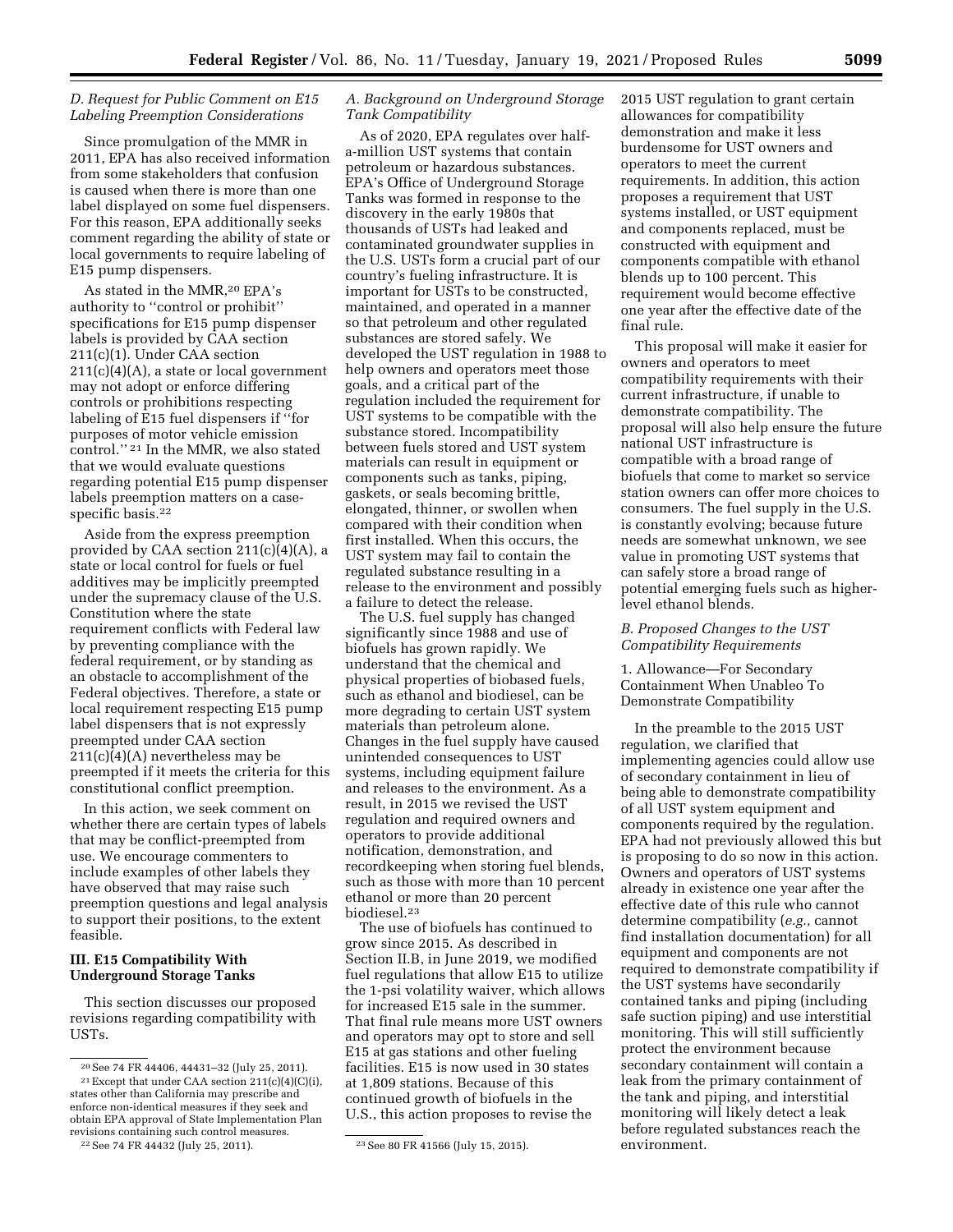### *D. Request for Public Comment on E15 Labeling Preemption Considerations*

Since promulgation of the MMR in 2011, EPA has also received information from some stakeholders that confusion is caused when there is more than one label displayed on some fuel dispensers. For this reason, EPA additionally seeks comment regarding the ability of state or local governments to require labeling of E15 pump dispensers.

As stated in the MMR,[20] EPA's authority to "control or prohibit" specifications for E15 pump dispenser labels is provided by CAA section 211(c)(1). Under CAA section 211(c)(4)(A), a state or local government may not adopt or enforce differing controls or prohibitions respecting labeling of E15 fuel dispensers if "for purposes of motor vehicle emission control."[21] In the MMR, we also stated that we would evaluate questions regarding potential E15 pump dispenser labels preemption matters on a case-specific basis.[22]

Aside from the express preemption provided by CAA section 211(c)(4)(A), a state or local control for fuels or fuel additives may be implicitly preempted under the supremacy clause of the U.S. Constitution where the state requirement conflicts with Federal law by preventing compliance with the federal requirement, or by standing as an obstacle to accomplishment of the Federal objectives. Therefore, a state or local requirement respecting E15 pump label dispensers that is not expressly preempted under CAA section 211(c)(4)(A) nevertheless may be preempted if it meets the criteria for this constitutional conflict preemption.

In this action, we seek comment on whether there are certain types of labels that may be conflict-preempted from use. We encourage commenters to include examples of other labels they have observed that may raise such preemption questions and legal analysis to support their positions, to the extent feasible.

## III. E15 Compatibility With Underground Storage Tanks

This section discusses our proposed revisions regarding compatibility with USTs.

### *A. Background on Underground Storage Tank Compatibility*

As of 2020, EPA regulates over half-a-million UST systems that contain petroleum or hazardous substances. EPA's Office of Underground Storage Tanks was formed in response to the discovery in the early 1980s that thousands of USTs had leaked and contaminated groundwater supplies in the U.S. USTs form a crucial part of our country's fueling infrastructure. It is important for USTs to be constructed, maintained, and operated in a manner so that petroleum and other regulated substances are stored safely. We developed the UST regulation in 1988 to help owners and operators meet those goals, and a critical part of the regulation included the requirement for UST systems to be compatible with the substance stored. Incompatibility between fuels stored and UST system materials can result in equipment or components such as tanks, piping, gaskets, or seals becoming brittle, elongated, thinner, or swollen when compared with their condition when first installed. When this occurs, the UST system may fail to contain the regulated substance resulting in a release to the environment and possibly a failure to detect the release.

The U.S. fuel supply has changed significantly since 1988 and use of biofuels has grown rapidly. We understand that the chemical and physical properties of biobased fuels, such as ethanol and biodiesel, can be more degrading to certain UST system materials than petroleum alone. Changes in the fuel supply have caused unintended consequences to UST systems, including equipment failure and releases to the environment. As a result, in 2015 we revised the UST regulation and required owners and operators to provide additional notification, demonstration, and recordkeeping when storing fuel blends, such as those with more than 10 percent ethanol or more than 20 percent biodiesel.[23]

The use of biofuels has continued to grow since 2015. As described in Section II.B, in June 2019, we modified fuel regulations that allow E15 to utilize the 1-psi volatility waiver, which allows for increased E15 sale in the summer. That final rule means more UST owners and operators may opt to store and sell E15 at gas stations and other fueling facilities. E15 is now used in 30 states at 1,809 stations. Because of this continued growth of biofuels in the U.S., this action proposes to revise the 2015 UST regulation to grant certain allowances for compatibility demonstration and make it less burdensome for UST owners and operators to meet the current requirements. In addition, this action proposes a requirement that UST systems installed, or UST equipment and components replaced, must be constructed with equipment and components compatible with ethanol blends up to 100 percent. This requirement would become effective one year after the effective date of the final rule.

This proposal will make it easier for owners and operators to meet compatibility requirements with their current infrastructure, if unable to demonstrate compatibility. The proposal will also help ensure the future national UST infrastructure is compatible with a broad range of biofuels that come to market so service station owners can offer more choices to consumers. The fuel supply in the U.S. is constantly evolving; because future needs are somewhat unknown, we see value in promoting UST systems that can safely store a broad range of potential emerging fuels such as higher-level ethanol blends.

### *B. Proposed Changes to the UST Compatibility Requirements*

1. Allowance—For Secondary Containment When Unableo To Demonstrate Compatibility

In the preamble to the 2015 UST regulation, we clarified that implementing agencies could allow use of secondary containment in lieu of being able to demonstrate compatibility of all UST system equipment and components required by the regulation. EPA had not previously allowed this but is proposing to do so now in this action. Owners and operators of UST systems already in existence one year after the effective date of this rule who cannot determine compatibility (*e.g.,* cannot find installation documentation) for all equipment and components are not required to demonstrate compatibility if the UST systems have secondarily contained tanks and piping (including safe suction piping) and use interstitial monitoring. This will still sufficiently protect the environment because secondary containment will contain a leak from the primary containment of the tank and piping, and interstitial monitoring will likely detect a leak before regulated substances reach the environment.

---

[20] See 74 FR 44406, 44431–32 (July 25, 2011).

[21] Except that under CAA section 211(c)(4)(C)(i), states other than California may prescribe and enforce non-identical measures if they seek and obtain EPA approval of State Implementation Plan revisions containing such control measures.

[22] See 74 FR 44432 (July 25, 2011).

[23] See 80 FR 41566 (July 15, 2015).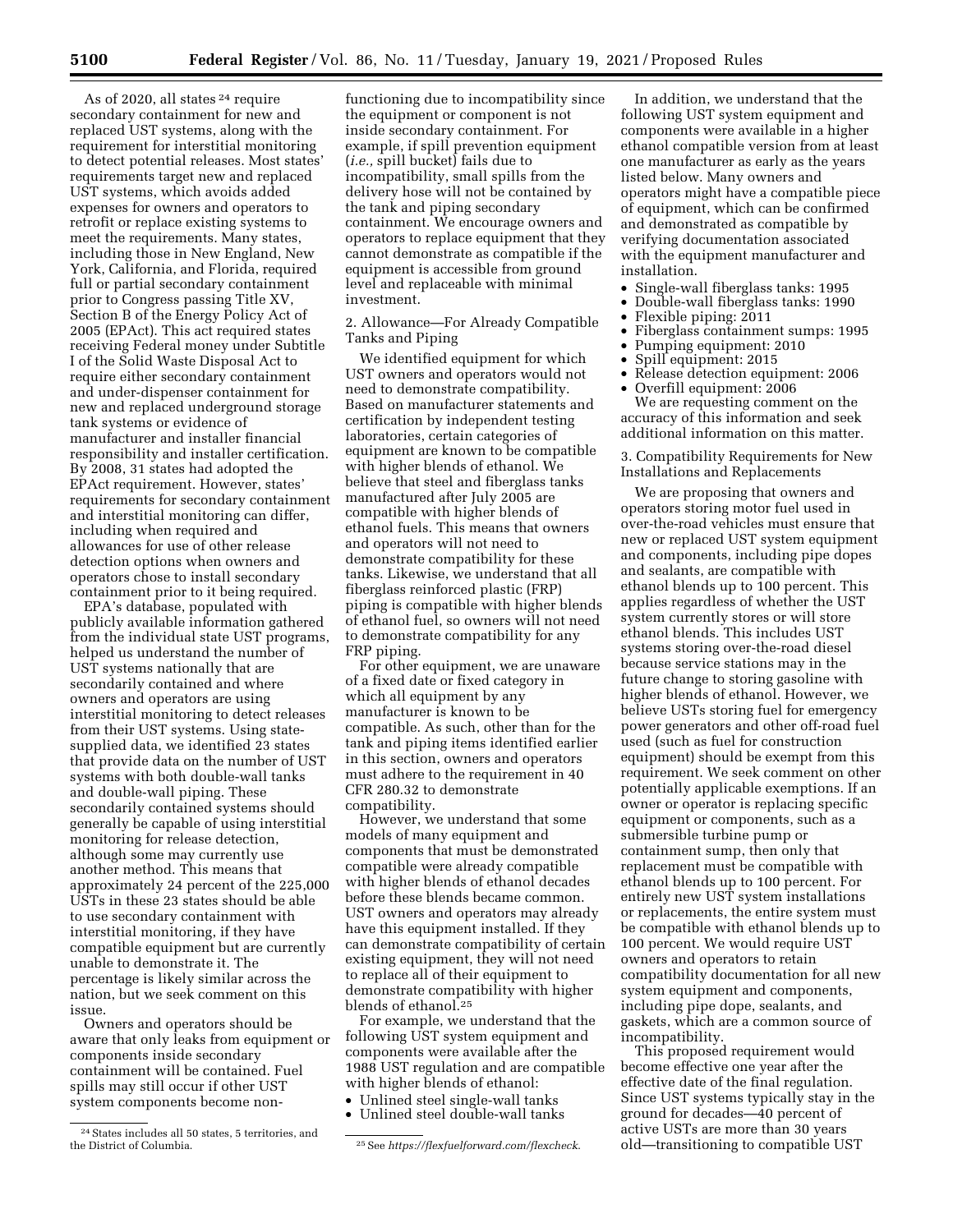As of 2020, all states [24] require secondary containment for new and replaced UST systems, along with the requirement for interstitial monitoring to detect potential releases. Most states' requirements target new and replaced UST systems, which avoids added expenses for owners and operators to retrofit or replace existing systems to meet the requirements. Many states, including those in New England, New York, California, and Florida, required full or partial secondary containment prior to Congress passing Title XV, Section B of the Energy Policy Act of 2005 (EPAct). This act required states receiving Federal money under Subtitle I of the Solid Waste Disposal Act to require either secondary containment and under-dispenser containment for new and replaced underground storage tank systems or evidence of manufacturer and installer financial responsibility and installer certification. By 2008, 31 states had adopted the EPAct requirement. However, states' requirements for secondary containment and interstitial monitoring can differ, including when required and allowances for use of other release detection options when owners and operators chose to install secondary containment prior to it being required.

EPA's database, populated with publicly available information gathered from the individual state UST programs, helped us understand the number of UST systems nationally that are secondarily contained and where owners and operators are using interstitial monitoring to detect releases from their UST systems. Using state-supplied data, we identified 23 states that provide data on the number of UST systems with both double-wall tanks and double-wall piping. These secondarily contained systems should generally be capable of using interstitial monitoring for release detection, although some may currently use another method. This means that approximately 24 percent of the 225,000 USTs in these 23 states should be able to use secondary containment with interstitial monitoring, if they have compatible equipment but are currently unable to demonstrate it. The percentage is likely similar across the nation, but we seek comment on this issue.

Owners and operators should be aware that only leaks from equipment or components inside secondary containment will be contained. Fuel spills may still occur if other UST system components become non-functioning due to incompatibility since the equipment or component is not inside secondary containment. For example, if spill prevention equipment (*i.e.,* spill bucket) fails due to incompatibility, small spills from the delivery hose will not be contained by the tank and piping secondary containment. We encourage owners and operators to replace equipment that they cannot demonstrate as compatible if the equipment is accessible from ground level and replaceable with minimal investment.

2. Allowance—For Already Compatible Tanks and Piping

We identified equipment for which UST owners and operators would not need to demonstrate compatibility. Based on manufacturer statements and certification by independent testing laboratories, certain categories of equipment are known to be compatible with higher blends of ethanol. We believe that steel and fiberglass tanks manufactured after July 2005 are compatible with higher blends of ethanol fuels. This means that owners and operators will not need to demonstrate compatibility for these tanks. Likewise, we understand that all fiberglass reinforced plastic (FRP) piping is compatible with higher blends of ethanol fuel, so owners will not need to demonstrate compatibility for any FRP piping.

For other equipment, we are unaware of a fixed date or fixed category in which all equipment by any manufacturer is known to be compatible. As such, other than for the tank and piping items identified earlier in this section, owners and operators must adhere to the requirement in 40 CFR 280.32 to demonstrate compatibility.

However, we understand that some models of many equipment and components that must be demonstrated compatible were already compatible with higher blends of ethanol decades before these blends became common. UST owners and operators may already have this equipment installed. If they can demonstrate compatibility of certain existing equipment, they will not need to replace all of their equipment to demonstrate compatibility with higher blends of ethanol.[25]

For example, we understand that the following UST system equipment and components were available after the 1988 UST regulation and are compatible with higher blends of ethanol:

- Unlined steel single-wall tanks
- Unlined steel double-wall tanks

In addition, we understand that the following UST system equipment and components were available in a higher ethanol compatible version from at least one manufacturer as early as the years listed below. Many owners and operators might have a compatible piece of equipment, which can be confirmed and demonstrated as compatible by verifying documentation associated with the equipment manufacturer and installation.

- Single-wall fiberglass tanks: 1995
- Double-wall fiberglass tanks: 1990
- Flexible piping: 2011
- Fiberglass containment sumps: 1995
- Pumping equipment: 2010
- Spill equipment: 2015
- Release detection equipment: 2006
- Overfill equipment: 2006

We are requesting comment on the accuracy of this information and seek additional information on this matter.

3. Compatibility Requirements for New Installations and Replacements

We are proposing that owners and operators storing motor fuel used in over-the-road vehicles must ensure that new or replaced UST system equipment and components, including pipe dopes and sealants, are compatible with ethanol blends up to 100 percent. This applies regardless of whether the UST system currently stores or will store ethanol blends. This includes UST systems storing over-the-road diesel because service stations may in the future change to storing gasoline with higher blends of ethanol. However, we believe USTs storing fuel for emergency power generators and other off-road fuel used (such as fuel for construction equipment) should be exempt from this requirement. We seek comment on other potentially applicable exemptions. If an owner or operator is replacing specific equipment or components, such as a submersible turbine pump or containment sump, then only that replacement must be compatible with ethanol blends up to 100 percent. For entirely new UST system installations or replacements, the entire system must be compatible with ethanol blends up to 100 percent. We would require UST owners and operators to retain compatibility documentation for all new system equipment and components, including pipe dope, sealants, and gaskets, which are a common source of incompatibility.

This proposed requirement would become effective one year after the effective date of the final regulation. Since UST systems typically stay in the ground for decades—40 percent of active USTs are more than 30 years old—transitioning to compatible UST

[24] States includes all 50 states, 5 territories, and the District of Columbia.

[25] See *https://flexfuelforward.com/flexcheck*.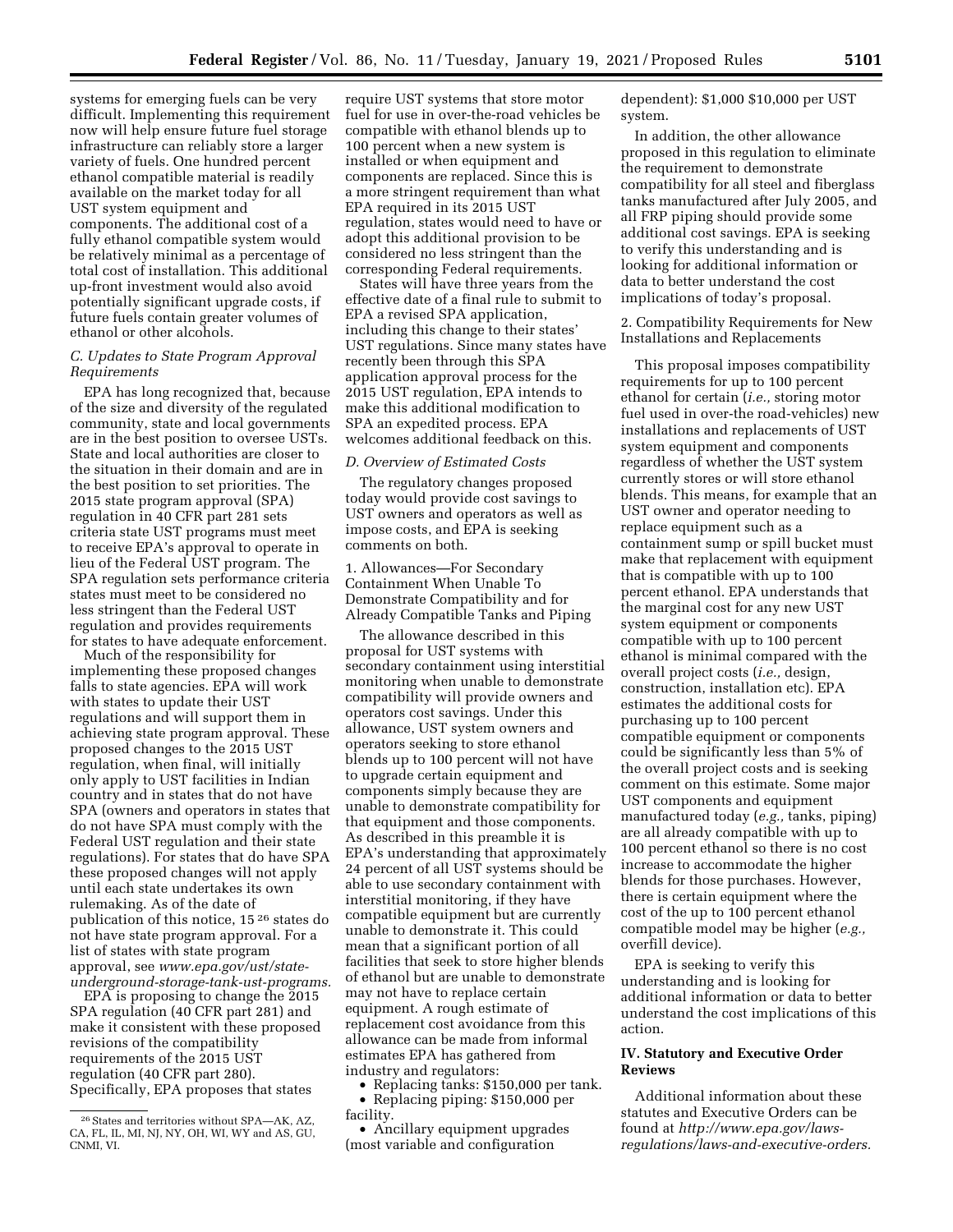systems for emerging fuels can be very difficult. Implementing this requirement now will help ensure future fuel storage infrastructure can reliably store a larger variety of fuels. One hundred percent ethanol compatible material is readily available on the market today for all UST system equipment and components. The additional cost of a fully ethanol compatible system would be relatively minimal as a percentage of total cost of installation. This additional up-front investment would also avoid potentially significant upgrade costs, if future fuels contain greater volumes of ethanol or other alcohols.

### C. Updates to State Program Approval Requirements

EPA has long recognized that, because of the size and diversity of the regulated community, state and local governments are in the best position to oversee USTs. State and local authorities are closer to the situation in their domain and are in the best position to set priorities. The 2015 state program approval (SPA) regulation in 40 CFR part 281 sets criteria state UST programs must meet to receive EPA's approval to operate in lieu of the Federal UST program. The SPA regulation sets performance criteria states must meet to be considered no less stringent than the Federal UST regulation and provides requirements for states to have adequate enforcement.

Much of the responsibility for implementing these proposed changes falls to state agencies. EPA will work with states to update their UST regulations and will support them in achieving state program approval. These proposed changes to the 2015 UST regulation, when final, will initially only apply to UST facilities in Indian country and in states that do not have SPA (owners and operators in states that do not have SPA must comply with the Federal UST regulation and their state regulations). For states that do have SPA these proposed changes will not apply until each state undertakes its own rulemaking. As of the date of publication of this notice, 15 [26] states do not have state program approval. For a list of states with state program approval, see *www.epa.gov/ust/state-underground-storage-tank-ust-programs.*

EPA is proposing to change the 2015 SPA regulation (40 CFR part 281) and make it consistent with these proposed revisions of the compatibility requirements of the 2015 UST regulation (40 CFR part 280). Specifically, EPA proposes that states require UST systems that store motor fuel for use in over-the-road vehicles be compatible with ethanol blends up to 100 percent when a new system is installed or when equipment and components are replaced. Since this is a more stringent requirement than what EPA required in its 2015 UST regulation, states would need to have or adopt this additional provision to be considered no less stringent than the corresponding Federal requirements.

States will have three years from the effective date of a final rule to submit to EPA a revised SPA application, including this change to their states' UST regulations. Since many states have recently been through this SPA application approval process for the 2015 UST regulation, EPA intends to make this additional modification to SPA an expedited process. EPA welcomes additional feedback on this.

### D. Overview of Estimated Costs

The regulatory changes proposed today would provide cost savings to UST owners and operators as well as impose costs, and EPA is seeking comments on both.

1. Allowances—For Secondary Containment When Unable To Demonstrate Compatibility and for Already Compatible Tanks and Piping

The allowance described in this proposal for UST systems with secondary containment using interstitial monitoring when unable to demonstrate compatibility will provide owners and operators cost savings. Under this allowance, UST system owners and operators seeking to store ethanol blends up to 100 percent will not have to upgrade certain equipment and components simply because they are unable to demonstrate compatibility for that equipment and those components. As described in this preamble it is EPA's understanding that approximately 24 percent of all UST systems should be able to use secondary containment with interstitial monitoring, if they have compatible equipment but are currently unable to demonstrate it. This could mean that a significant portion of all facilities that seek to store higher blends of ethanol but are unable to demonstrate may not have to replace certain equipment. A rough estimate of replacement cost avoidance from this allowance can be made from informal estimates EPA has gathered from industry and regulators:

- Replacing tanks: $150,000 per tank.
- Replacing piping: $150,000 per facility.
- Ancillary equipment upgrades (most variable and configuration dependent): $1,000 $10,000 per UST system.

In addition, the other allowance proposed in this regulation to eliminate the requirement to demonstrate compatibility for all steel and fiberglass tanks manufactured after July 2005, and all FRP piping should provide some additional cost savings. EPA is seeking to verify this understanding and is looking for additional information or data to better understand the cost implications of today's proposal.

2. Compatibility Requirements for New Installations and Replacements

This proposal imposes compatibility requirements for up to 100 percent ethanol for certain (*i.e.,* storing motor fuel used in over-the road-vehicles) new installations and replacements of UST system equipment and components regardless of whether the UST system currently stores or will store ethanol blends. This means, for example that an UST owner and operator needing to replace equipment such as a containment sump or spill bucket must make that replacement with equipment that is compatible with up to 100 percent ethanol. EPA understands that the marginal cost for any new UST system equipment or components compatible with up to 100 percent ethanol is minimal compared with the overall project costs (*i.e.,* design, construction, installation etc). EPA estimates the additional costs for purchasing up to 100 percent compatible equipment or components could be significantly less than 5% of the overall project costs and is seeking comment on this estimate. Some major UST components and equipment manufactured today (*e.g.,* tanks, piping) are all already compatible with up to 100 percent ethanol so there is no cost increase to accommodate the higher blends for those purchases. However, there is certain equipment where the cost of the up to 100 percent ethanol compatible model may be higher (*e.g.,* overfill device).

EPA is seeking to verify this understanding and is looking for additional information or data to better understand the cost implications of this action.

## IV. Statutory and Executive Order Reviews

Additional information about these statutes and Executive Orders can be found at *http://www.epa.gov/laws-regulations/laws-and-executive-orders.*

---

[26] States and territories without SPA—AK, AZ, CA, FL, IL, MI, NJ, NY, OH, WI, WY and AS, GU, CNMI, VI.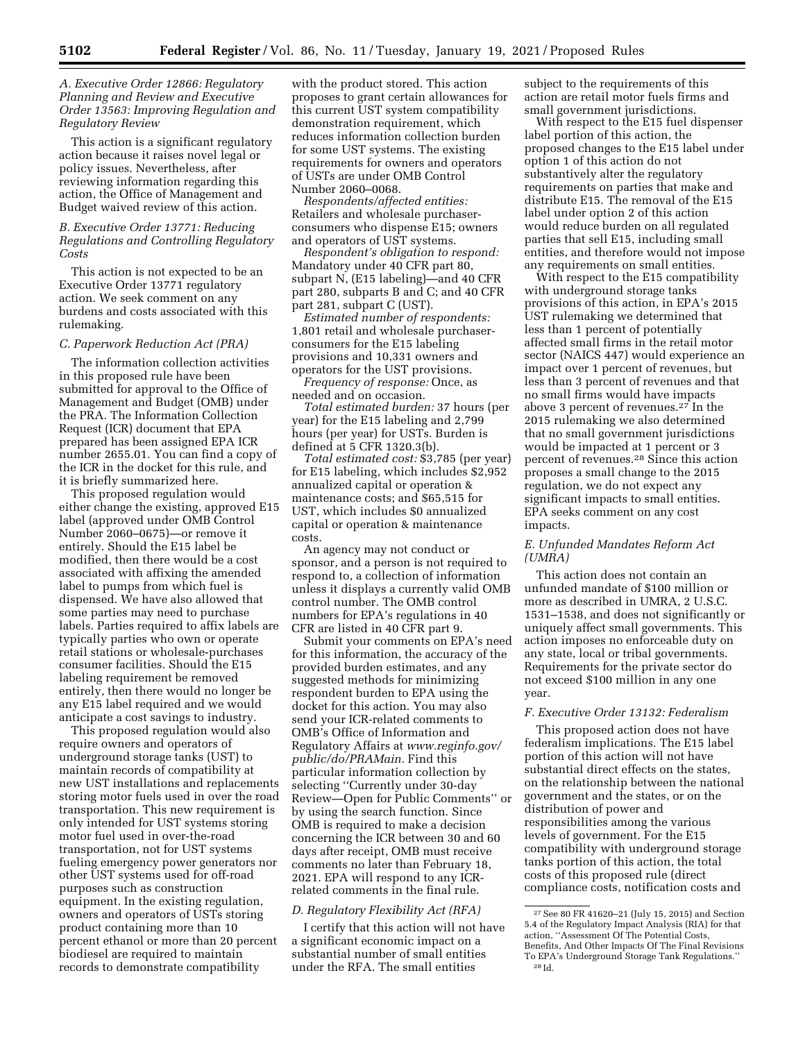### A. Executive Order 12866: Regulatory Planning and Review and Executive Order 13563: Improving Regulation and Regulatory Review

This action is a significant regulatory action because it raises novel legal or policy issues. Nevertheless, after reviewing information regarding this action, the Office of Management and Budget waived review of this action.

### B. Executive Order 13771: Reducing Regulations and Controlling Regulatory Costs

This action is not expected to be an Executive Order 13771 regulatory action. We seek comment on any burdens and costs associated with this rulemaking.

### C. Paperwork Reduction Act (PRA)

The information collection activities in this proposed rule have been submitted for approval to the Office of Management and Budget (OMB) under the PRA. The Information Collection Request (ICR) document that EPA prepared has been assigned EPA ICR number 2655.01. You can find a copy of the ICR in the docket for this rule, and it is briefly summarized here.

This proposed regulation would either change the existing, approved E15 label (approved under OMB Control Number 2060–0675)—or remove it entirely. Should the E15 label be modified, then there would be a cost associated with affixing the amended label to pumps from which fuel is dispensed. We have also allowed that some parties may need to purchase labels. Parties required to affix labels are typically parties who own or operate retail stations or wholesale-purchases consumer facilities. Should the E15 labeling requirement be removed entirely, then there would no longer be any E15 label required and we would anticipate a cost savings to industry.

This proposed regulation would also require owners and operators of underground storage tanks (UST) to maintain records of compatibility at new UST installations and replacements storing motor fuels used in over the road transportation. This new requirement is only intended for UST systems storing motor fuel used in over-the-road transportation, not for UST systems fueling emergency power generators nor other UST systems used for off-road purposes such as construction equipment. In the existing regulation, owners and operators of USTs storing product containing more than 10 percent ethanol or more than 20 percent biodiesel are required to maintain records to demonstrate compatibility with the product stored. This action proposes to grant certain allowances for this current UST system compatibility demonstration requirement, which reduces information collection burden for some UST systems. The existing requirements for owners and operators of USTs are under OMB Control Number 2060–0068.

*Respondents/affected entities:* Retailers and wholesale purchaser-consumers who dispense E15; owners and operators of UST systems.

*Respondent's obligation to respond:* Mandatory under 40 CFR part 80, subpart N, (E15 labeling)—and 40 CFR part 280, subparts B and C; and 40 CFR part 281, subpart C (UST).

*Estimated number of respondents:* 1,801 retail and wholesale purchaser-consumers for the E15 labeling provisions and 10,331 owners and operators for the UST provisions.

*Frequency of response:* Once, as needed and on occasion.

*Total estimated burden:* 37 hours (per year) for the E15 labeling and 2,799 hours (per year) for USTs. Burden is defined at 5 CFR 1320.3(b).

*Total estimated cost:* $3,785 (per year) for E15 labeling, which includes $2,952 annualized capital or operation & maintenance costs; and $65,515 for UST, which includes $0 annualized capital or operation & maintenance costs.

An agency may not conduct or sponsor, and a person is not required to respond to, a collection of information unless it displays a currently valid OMB control number. The OMB control numbers for EPA's regulations in 40 CFR are listed in 40 CFR part 9.

Submit your comments on EPA's need for this information, the accuracy of the provided burden estimates, and any suggested methods for minimizing respondent burden to EPA using the docket for this action. You may also send your ICR-related comments to OMB's Office of Information and Regulatory Affairs at *www.reginfo.gov/public/do/PRAMain.* Find this particular information collection by selecting "Currently under 30-day Review—Open for Public Comments" or by using the search function. Since OMB is required to make a decision concerning the ICR between 30 and 60 days after receipt, OMB must receive comments no later than February 18, 2021. EPA will respond to any ICR-related comments in the final rule.

### D. Regulatory Flexibility Act (RFA)

I certify that this action will not have a significant economic impact on a substantial number of small entities under the RFA. The small entities subject to the requirements of this action are retail motor fuels firms and small government jurisdictions.

With respect to the E15 fuel dispenser label portion of this action, the proposed changes to the E15 label under option 1 of this action do not substantively alter the regulatory requirements on parties that make and distribute E15. The removal of the E15 label under option 2 of this action would reduce burden on all regulated parties that sell E15, including small entities, and therefore would not impose any requirements on small entities.

With respect to the E15 compatibility with underground storage tanks provisions of this action, in EPA's 2015 UST rulemaking we determined that less than 1 percent of potentially affected small firms in the retail motor sector (NAICS 447) would experience an impact over 1 percent of revenues, but less than 3 percent of revenues and that no small firms would have impacts above 3 percent of revenues.[27] In the 2015 rulemaking we also determined that no small government jurisdictions would be impacted at 1 percent or 3 percent of revenues.[28] Since this action proposes a small change to the 2015 regulation, we do not expect any significant impacts to small entities. EPA seeks comment on any cost impacts.

### E. Unfunded Mandates Reform Act (UMRA)

This action does not contain an unfunded mandate of $100 million or more as described in UMRA, 2 U.S.C. 1531–1538, and does not significantly or uniquely affect small governments. This action imposes no enforceable duty on any state, local or tribal governments. Requirements for the private sector do not exceed $100 million in any one year.

### F. Executive Order 13132: Federalism

This proposed action does not have federalism implications. The E15 label portion of this action will not have substantial direct effects on the states, on the relationship between the national government and the states, or on the distribution of power and responsibilities among the various levels of government. For the E15 compatibility with underground storage tanks portion of this action, the total costs of this proposed rule (direct compliance costs, notification costs and

---

[27] See 80 FR 41620–21 (July 15, 2015) and Section 5.4 of the Regulatory Impact Analysis (RIA) for that action, "Assessment Of The Potential Costs, Benefits, And Other Impacts Of The Final Revisions To EPA's Underground Storage Tank Regulations."

[28] Id.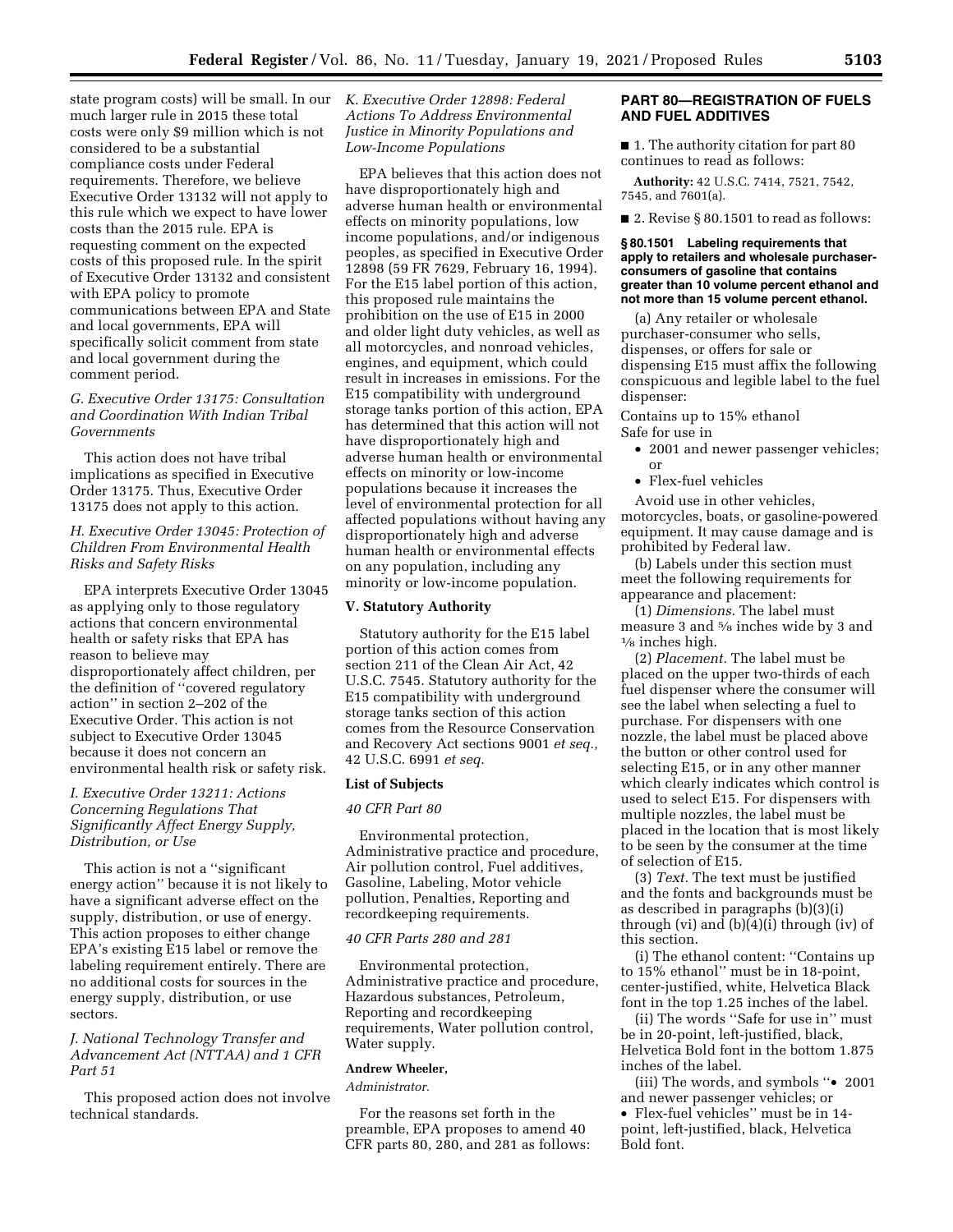state program costs) will be small. In our much larger rule in 2015 these total costs were only $9 million which is not considered to be a substantial compliance costs under Federal requirements. Therefore, we believe Executive Order 13132 will not apply to this rule which we expect to have lower costs than the 2015 rule. EPA is requesting comment on the expected costs of this proposed rule. In the spirit of Executive Order 13132 and consistent with EPA policy to promote communications between EPA and State and local governments, EPA will specifically solicit comment from state and local government during the comment period.

### G. Executive Order 13175: Consultation and Coordination With Indian Tribal Governments

This action does not have tribal implications as specified in Executive Order 13175. Thus, Executive Order 13175 does not apply to this action.

### H. Executive Order 13045: Protection of Children From Environmental Health Risks and Safety Risks

EPA interprets Executive Order 13045 as applying only to those regulatory actions that concern environmental health or safety risks that EPA has reason to believe may disproportionately affect children, per the definition of "covered regulatory action" in section 2–202 of the Executive Order. This action is not subject to Executive Order 13045 because it does not concern an environmental health risk or safety risk.

### I. Executive Order 13211: Actions Concerning Regulations That Significantly Affect Energy Supply, Distribution, or Use

This action is not a "significant energy action" because it is not likely to have a significant adverse effect on the supply, distribution, or use of energy. This action proposes to either change EPA's existing E15 label or remove the labeling requirement entirely. There are no additional costs for sources in the energy supply, distribution, or use sectors.

### J. National Technology Transfer and Advancement Act (NTTAA) and 1 CFR Part 51

This proposed action does not involve technical standards.

### K. Executive Order 12898: Federal Actions To Address Environmental Justice in Minority Populations and Low-Income Populations

EPA believes that this action does not have disproportionately high and adverse human health or environmental effects on minority populations, low income populations, and/or indigenous peoples, as specified in Executive Order 12898 (59 FR 7629, February 16, 1994). For the E15 label portion of this action, this proposed rule maintains the prohibition on the use of E15 in 2000 and older light duty vehicles, as well as all motorcycles, and nonroad vehicles, engines, and equipment, which could result in increases in emissions. For the E15 compatibility with underground storage tanks portion of this action, EPA has determined that this action will not have disproportionately high and adverse human health or environmental effects on minority or low-income populations because it increases the level of environmental protection for all affected populations without having any disproportionately high and adverse human health or environmental effects on any population, including any minority or low-income population.

## V. Statutory Authority

Statutory authority for the E15 label portion of this action comes from section 211 of the Clean Air Act, 42 U.S.C. 7545. Statutory authority for the E15 compatibility with underground storage tanks section of this action comes from the Resource Conservation and Recovery Act sections 9001 *et seq.*, 42 U.S.C. 6991 *et seq.*

### List of Subjects

*40 CFR Part 80*

Environmental protection, Administrative practice and procedure, Air pollution control, Fuel additives, Gasoline, Labeling, Motor vehicle pollution, Penalties, Reporting and recordkeeping requirements.

*40 CFR Parts 280 and 281*

Environmental protection, Administrative practice and procedure, Hazardous substances, Petroleum, Reporting and recordkeeping requirements, Water pollution control, Water supply.

**Andrew Wheeler,**

*Administrator.*

For the reasons set forth in the preamble, EPA proposes to amend 40 CFR parts 80, 280, and 281 as follows:

## PART 80—REGISTRATION OF FUELS AND FUEL ADDITIVES

■ 1. The authority citation for part 80 continues to read as follows:

**Authority:** 42 U.S.C. 7414, 7521, 7542, 7545, and 7601(a).

■ 2. Revise § 80.1501 to read as follows:

**§ 80.1501 Labeling requirements that apply to retailers and wholesale purchaser-consumers of gasoline that contains greater than 10 volume percent ethanol and not more than 15 volume percent ethanol.**

(a) Any retailer or wholesale purchaser-consumer who sells, dispenses, or offers for sale or dispensing E15 must affix the following conspicuous and legible label to the fuel dispenser:

Contains up to 15% ethanol
Safe for use in

- 2001 and newer passenger vehicles; or
- Flex-fuel vehicles

Avoid use in other vehicles, motorcycles, boats, or gasoline-powered equipment. It may cause damage and is prohibited by Federal law.

(b) Labels under this section must meet the following requirements for appearance and placement:

(1) *Dimensions.* The label must measure 3 and 5/8 inches wide by 3 and 1/8 inches high.

(2) *Placement.* The label must be placed on the upper two-thirds of each fuel dispenser where the consumer will see the label when selecting a fuel to purchase. For dispensers with one nozzle, the label must be placed above the button or other control used for selecting E15, or in any other manner which clearly indicates which control is used to select E15. For dispensers with multiple nozzles, the label must be placed in the location that is most likely to be seen by the consumer at the time of selection of E15.

(3) *Text.* The text must be justified and the fonts and backgrounds must be as described in paragraphs (b)(3)(i) through (vi) and (b)(4)(i) through (iv) of this section.

(i) The ethanol content: "Contains up to 15% ethanol" must be in 18-point, center-justified, white, Helvetica Black font in the top 1.25 inches of the label.

(ii) The words "Safe for use in" must be in 20-point, left-justified, black, Helvetica Bold font in the bottom 1.875 inches of the label.

(iii) The words, and symbols "• 2001 and newer passenger vehicles; or • Flex-fuel vehicles" must be in 14-point, left-justified, black, Helvetica Bold font.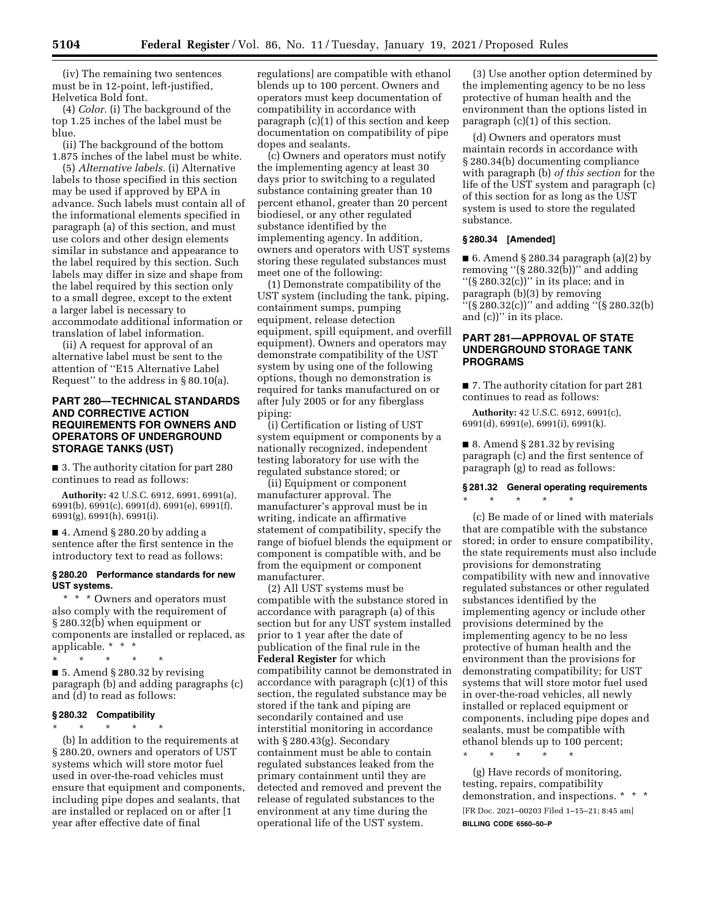(iv) The remaining two sentences must be in 12-point, left-justified, Helvetica Bold font.

(4) *Color.* (i) The background of the top 1.25 inches of the label must be blue.

(ii) The background of the bottom 1.875 inches of the label must be white.

(5) *Alternative labels.* (i) Alternative labels to those specified in this section may be used if approved by EPA in advance. Such labels must contain all of the informational elements specified in paragraph (a) of this section, and must use colors and other design elements similar in substance and appearance to the label required by this section. Such labels may differ in size and shape from the label required by this section only to a small degree, except to the extent a larger label is necessary to accommodate additional information or translation of label information.

(ii) A request for approval of an alternative label must be sent to the attention of ''E15 Alternative Label Request'' to the address in § 80.10(a).

## PART 280—TECHNICAL STANDARDS AND CORRECTIVE ACTION REQUIREMENTS FOR OWNERS AND OPERATORS OF UNDERGROUND STORAGE TANKS (UST)

■ 3. The authority citation for part 280 continues to read as follows:

**Authority:** 42 U.S.C. 6912, 6991, 6991(a), 6991(b), 6991(c), 6991(d), 6991(e), 6991(f), 6991(g), 6991(h), 6991(i).

■ 4. Amend § 280.20 by adding a sentence after the first sentence in the introductory text to read as follows:

### § 280.20 Performance standards for new UST systems.

\* \* \* Owners and operators must also comply with the requirement of § 280.32(b) when equipment or components are installed or replaced, as applicable. \* \* \*

\* \* \* \* \*

■ 5. Amend § 280.32 by revising paragraph (b) and adding paragraphs (c) and (d) to read as follows:

### § 280.32 Compatibility

\* \* \* \* \*

(b) In addition to the requirements at § 280.20, owners and operators of UST systems which will store motor fuel used in over-the-road vehicles must ensure that equipment and components, including pipe dopes and sealants, that are installed or replaced on or after [1 year after effective date of final regulations] are compatible with ethanol blends up to 100 percent. Owners and operators must keep documentation of compatibility in accordance with paragraph (c)(1) of this section and keep documentation on compatibility of pipe dopes and sealants.

(c) Owners and operators must notify the implementing agency at least 30 days prior to switching to a regulated substance containing greater than 10 percent ethanol, greater than 20 percent biodiesel, or any other regulated substance identified by the implementing agency. In addition, owners and operators with UST systems storing these regulated substances must meet one of the following:

(1) Demonstrate compatibility of the UST system (including the tank, piping, containment sumps, pumping equipment, release detection equipment, spill equipment, and overfill equipment). Owners and operators may demonstrate compatibility of the UST system by using one of the following options, though no demonstration is required for tanks manufactured on or after July 2005 or for any fiberglass piping:

(i) Certification or listing of UST system equipment or components by a nationally recognized, independent testing laboratory for use with the regulated substance stored; or

(ii) Equipment or component manufacturer approval. The manufacturer's approval must be in writing, indicate an affirmative statement of compatibility, specify the range of biofuel blends the equipment or component is compatible with, and be from the equipment or component manufacturer.

(2) All UST systems must be compatible with the substance stored in accordance with paragraph (a) of this section but for any UST system installed prior to 1 year after the date of publication of the final rule in the **Federal Register** for which compatibility cannot be demonstrated in accordance with paragraph (c)(1) of this section, the regulated substance may be stored if the tank and piping are secondarily contained and use interstitial monitoring in accordance with § 280.43(g). Secondary containment must be able to contain regulated substances leaked from the primary containment until they are detected and removed and prevent the release of regulated substances to the environment at any time during the operational life of the UST system.

(3) Use another option determined by the implementing agency to be no less protective of human health and the environment than the options listed in paragraph (c)(1) of this section.

(d) Owners and operators must maintain records in accordance with § 280.34(b) documenting compliance with paragraph (b) *of this section* for the life of the UST system and paragraph (c) of this section for as long as the UST system is used to store the regulated substance.

### § 280.34 [Amended]

■ 6. Amend § 280.34 paragraph (a)(2) by removing ''(§ 280.32(b))'' and adding ''(§ 280.32(c))'' in its place; and in paragraph (b)(3) by removing ''(§ 280.32(c))'' and adding ''(§ 280.32(b) and (c))'' in its place.

## PART 281—APPROVAL OF STATE UNDERGROUND STORAGE TANK PROGRAMS

■ 7. The authority citation for part 281 continues to read as follows:

**Authority:** 42 U.S.C. 6912, 6991(c), 6991(d), 6991(e), 6991(i), 6991(k).

■ 8. Amend § 281.32 by revising paragraph (c) and the first sentence of paragraph (g) to read as follows:

### § 281.32 General operating requirements

\* \* \* \* \*

(c) Be made of or lined with materials that are compatible with the substance stored; in order to ensure compatibility, the state requirements must also include provisions for demonstrating compatibility with new and innovative regulated substances or other regulated substances identified by the implementing agency or include other provisions determined by the implementing agency to be no less protective of human health and the environment than the provisions for demonstrating compatibility; for UST systems that will store motor fuel used in over-the-road vehicles, all newly installed or replaced equipment or components, including pipe dopes and sealants, must be compatible with ethanol blends up to 100 percent;

\* \* \* \* \*

(g) Have records of monitoring, testing, repairs, compatibility demonstration, and inspections. \* \* \*

[FR Doc. 2021–00203 Filed 1–15–21; 8:45 am]

**BILLING CODE 6560–50–P**